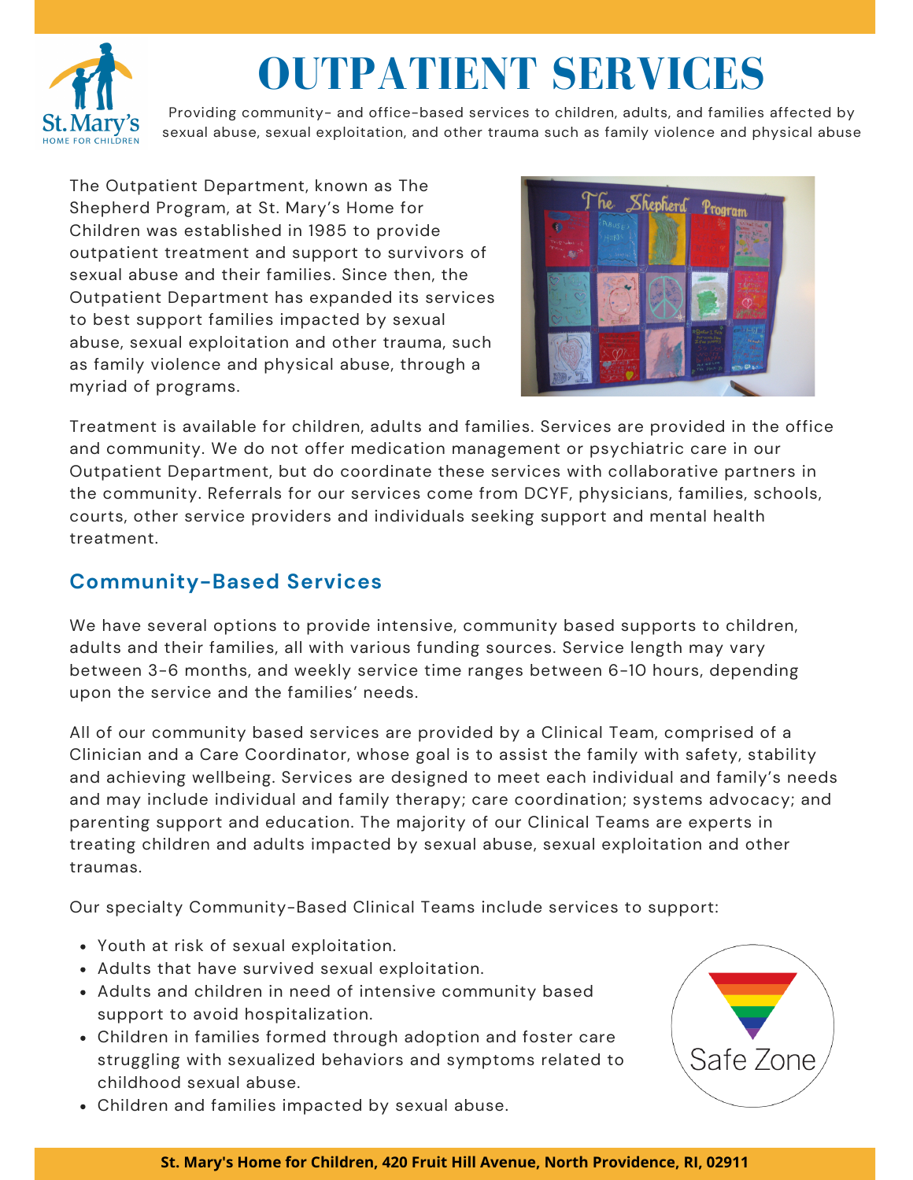# OUTPATIENT SERVICES

Providing community- and office-based services to children, adults, and families affected by sexual abuse, sexual exploitation, and other trauma such as family violence and physical abuse

The Outpatient Department, known as The Shepherd Program, at St. Mary's Home for Children was established in 1985 to provide outpatient treatment and support to survivors of sexual abuse and their families. Since then, the Outpatient Department has expanded its services to best support families impacted by sexual abuse, sexual exploitation and other trauma, such as family violence and physical abuse, through a myriad of programs.

Treatment is available for children, adults and families. Services are provided in the office and community. We do not offer medication management or psychiatric care in our Outpatient Department, but do coordinate these services with collaborative partners in the community. Referrals for our services come from DCYF, physicians, families, schools, courts, other service providers and individuals seeking support and mental health treatment.

## Community-Based Services

We have several options to provide intensive, community based supports to children, adults and their families, all with various funding sources. Service length may vary between 3-6 months, and weekly service time ranges between 6-10 hours, depending upon the service and the families' needs.

All of our community based services are provided by a Clinical Team, comprised of a Clinician and a Care Coordinator, whose goal is to assist the family with safety, stability and achieving wellbeing. Services are designed to meet each individual and family's needs and may include individual and family therapy; care coordination; systems advocacy; and parenting support and education. The majority of our Clinical Teams are experts in treating children and adults impacted by sexual abuse, sexual exploitation and other traumas.

Our specialty Community-Based Clinical Teams include services to support:

- Youth at risk of sexual exploitation.
- Adults that have survived sexual exploitation.
- Adults and children in need of intensive community based support to avoid hospitalization.
- Children in families formed through adoption and foster care struggling with sexualized behaviors and symptoms related to childhood sexual abuse.
- Children and families impacted by sexual abuse.

**St. Mary's Home for Children, 420 Fruit Hill Avenue, North Providence, RI, 02911**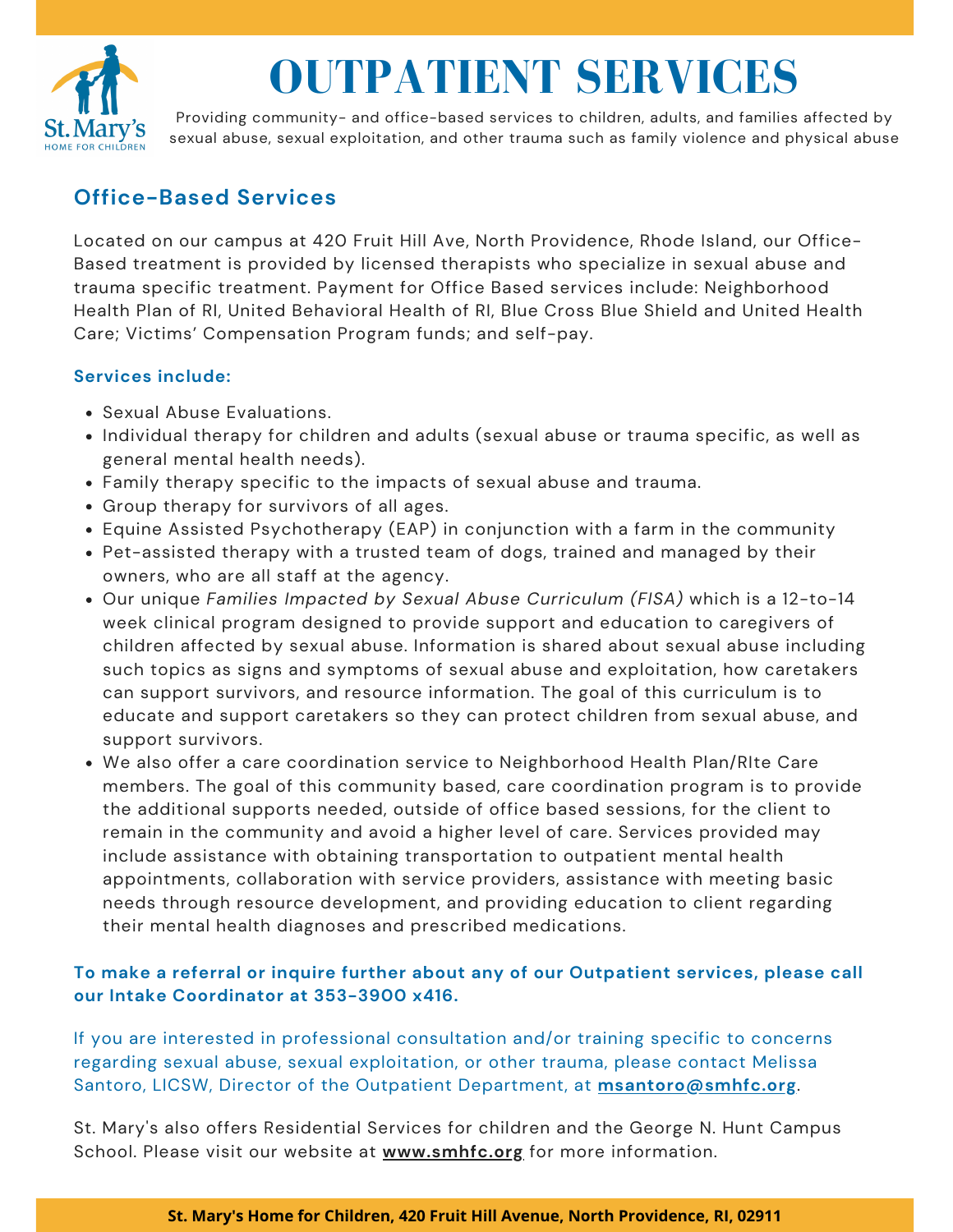# OUTPATIENT SERVICES

Providing community- and office-based services to children, adults, and families affected by sexual abuse, sexual exploitation, and other trauma such as family violence and physical abuse

## Office-Based Services

Located on our campus at 420 Fruit Hill Ave, North Providence, Rhode Island, our Office-Based treatment is provided by licensed therapists who specialize in sexual abuse and trauma specific treatment. Payment for Office Based services include: Neighborhood Health Plan of RI, United Behavioral Health of RI, Blue Cross Blue Shield and United Health Care; Victims' Compensation Program funds; and self-pay.

### Services include:

- Sexual Abuse Evaluations.
- Individual therapy for children and adults (sexual abuse or trauma specific, as well as general mental health needs).
- Family therapy specific to the impacts of sexual abuse and trauma.
- Group therapy for survivors of all ages.
- Equine Assisted Psychotherapy (EAP) in conjunction with a farm in the community
- Pet-assisted therapy with a trusted team of dogs, trained and managed by their owners, who are all staff at the agency.
- Our unique *Families Impacted by Sexual Abuse Curriculum (FISA)* which is a 12-to-14 week clinical program designed to provide support and education to caregivers of children affected by sexual abuse. Information is shared about sexual abuse including such topics as signs and symptoms of sexual abuse and exploitation, how caretakers can support survivors, and resource information. The goal of this curriculum is to educate and support caretakers so they can protect children from sexual abuse, and support survivors.
- We also offer a care coordination service to Neighborhood Health Plan/RIte Care members. The goal of this community based, care coordination program is to provide the additional supports needed, outside of office based sessions, for the client to remain in the community and avoid a higher level of care. Services provided may include assistance with obtaining transportation to outpatient mental health appointments, collaboration with service providers, assistance with meeting basic needs through resource development, and providing education to client regarding their mental health diagnoses and prescribed medications.

**To make a referral or inquire further about any of our Outpatient services, please call our Intake Coordinator at 353-3900 x416.**

If you are interested in professional consultation and/or training specific to concerns regarding sexual abuse, sexual exploitation, or other trauma, please contact Melissa Santoro, LICSW, Director of the Outpatient Department, at **msantoro@smhfc.org**.

St. Mary's also offers Residential Services for children and the George N. Hunt Campus School. Please visit our website at **www.smhfc.org** for more information.

**St. Mary's Home for Children, 420 Fruit Hill Avenue, North Providence, RI, 02911**